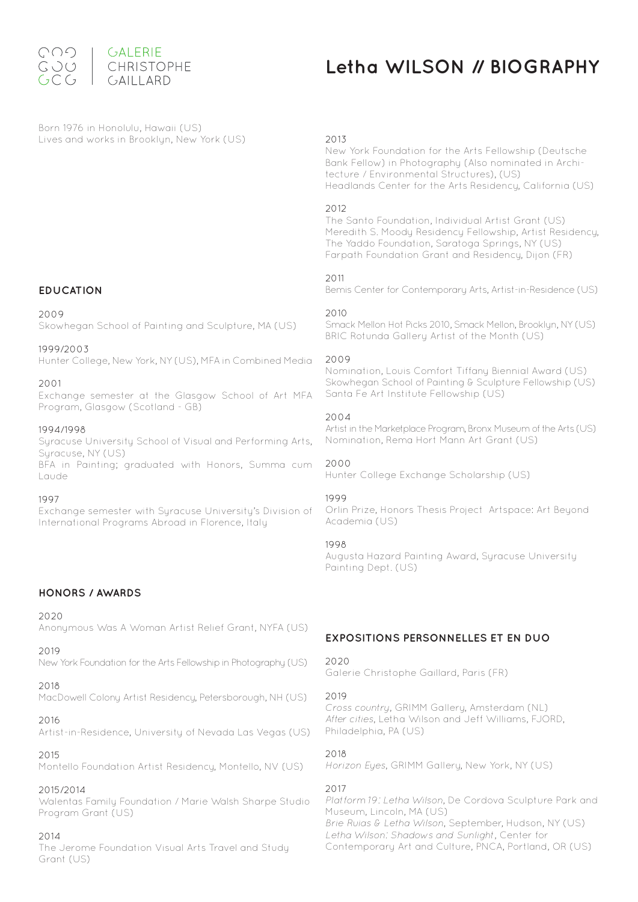GALERIE CHRISTOPHE GAILLARD

# Letha WILSON // BIOGRAPHY

Born 1976 in Honolulu, Hawaii (US)
Lives and works in Brooklyn, New York (US)

## EDUCATION

2009
Skowhegan School of Painting and Sculpture, MA (US)

1999/2003
Hunter College, New York, NY (US), MFA in Combined Media

2001
Exchange semester at the Glasgow School of Art MFA Program, Glasgow (Scotland - GB)

1994/1998
Syracuse University School of Visual and Performing Arts, Syracuse, NY (US)
BFA in Painting; graduated with Honors, Summa cum Laude

1997
Exchange semester with Syracuse University's Division of International Programs Abroad in Florence, Italy

## HONORS / AWARDS

2020
Anonymous Was A Woman Artist Relief Grant, NYFA (US)

2019
New York Foundation for the Arts Fellowship in Photography (US)

2018
MacDowell Colony Artist Residency, Petersborough, NH (US)

2016
Artist-in-Residence, University of Nevada Las Vegas (US)

2015
Montello Foundation Artist Residency, Montello, NV (US)

2015/2014
Walentas Family Foundation / Marie Walsh Sharpe Studio Program Grant (US)

2014
The Jerome Foundation Visual Arts Travel and Study Grant (US)

2013
New York Foundation for the Arts Fellowship (Deutsche Bank Fellow) in Photography (Also nominated in Architecture / Environmental Structures), (US)
Headlands Center for the Arts Residency, California (US)

2012
The Santo Foundation, Individual Artist Grant (US)
Meredith S. Moody Residency Fellowship, Artist Residency, The Yaddo Foundation, Saratoga Springs, NY (US)
Farpath Foundation Grant and Residency, Dijon (FR)

2011
Bemis Center for Contemporary Arts, Artist-in-Residence (US)

2010
Smack Mellon Hot Picks 2010, Smack Mellon, Brooklyn, NY (US)
BRIC Rotunda Gallery Artist of the Month (US)

2009
Nomination, Louis Comfort Tiffany Biennial Award (US)
Skowhegan School of Painting & Sculpture Fellowship (US)
Santa Fe Art Institute Fellowship (US)

2004
Artist in the Marketplace Program, Bronx Museum of the Arts (US)
Nomination, Rema Hort Mann Art Grant (US)

2000
Hunter College Exchange Scholarship (US)

1999
Orlin Prize, Honors Thesis Project Artspace: Art Beyond Academia (US)

1998
Augusta Hazard Painting Award, Syracuse University Painting Dept. (US)

## EXPOSITIONS PERSONNELLES ET EN DUO

2020
Galerie Christophe Gaillard, Paris (FR)

2019
*Cross country*, GRIMM Gallery, Amsterdam (NL)
*After cities*, Letha Wilson and Jeff Williams, FJORD, Philadelphia, PA (US)

2018
*Horizon Eyes*, GRIMM Gallery, New York, NY (US)

2017
*Platform 19: Letha Wilson*, De Cordova Sculpture Park and Museum, Lincoln, MA (US)
*Brie Ruias & Letha Wilson*, September, Hudson, NY (US)
*Letha Wilson: Shadows and Sunlight*, Center for Contemporary Art and Culture, PNCA, Portland, OR (US)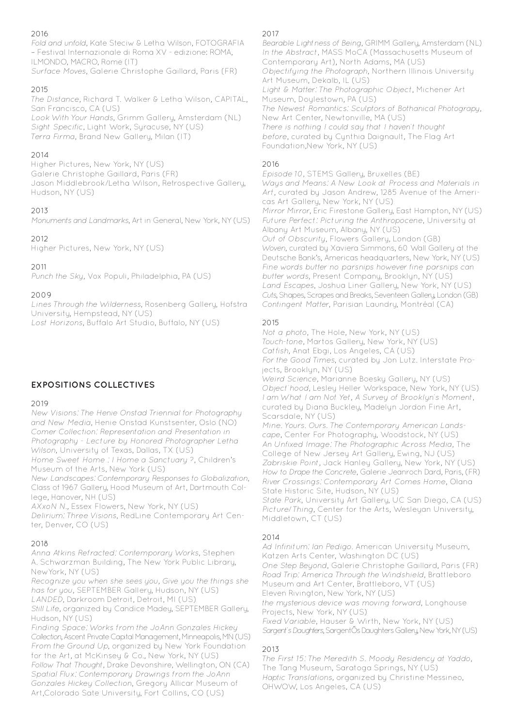2016

*Fold and unfold*, Kate Steciw & Letha Wilson, FOTOGRAFIA – Festival Internazionale di Roma XV - edizione: ROMA, ILMONDO, MACRO, Rome (IT)
*Surface Moves*, Galerie Christophe Gaillard, Paris (FR)

2015

*The Distance*, Richard T. Walker & Letha Wilson, CAPITAL, San Francisco, CA (US)
*Look With Your Hands*, Grimm Gallery, Amsterdam (NL)
*Sight Specific*, Light Work, Syracuse, NY (US)
*Terra Firma*, Brand New Gallery, Milan (IT)

2014

Higher Pictures, New York, NY (US)
Galerie Christophe Gaillard, Paris (FR)
Jason Middlebrook/Letha Wilson, Retrospective Gallery, Hudson, NY (US)

2013

*Monuments and Landmarks*, Art in General, New York, NY (US)

2012

Higher Pictures, New York, NY (US)

2011

*Punch the Sky*, Vox Populi, Philadelphia, PA (US)

2009

*Lines Through the Wilderness*, Rosenberg Gallery, Hofstra University, Hempstead, NY (US)
*Lost Horizons*, Buffalo Art Studio, Buffalo, NY (US)

## EXPOSITIONS COLLECTIVES

2019

*New Visions: The Henie Onstad Triennial for Photography and New Media*, Henie Onstad Kunstsenter, Oslo (NO)
*Comer Collection: Representation and Presentation in Photography - Lecture by Honored Photographer Letha Wilson*, University of Texas, Dallas, TX (US)
*Home Sweet Home : I Home a Sanctuary ?*, Children's Museum of the Arts, New York (US)
*New Landscapes: Contemporary Responses to Globalization*, Class of 1967 Gallery, Hood Museum of Art, Dartmouth College, Hanover, NH (US)
*AXxoN N.*, Essex Flowers, New York, NY (US)
*Delirium: Three Visions*, RedLine Contemporary Art Center, Denver, CO (US)

2018

*Anna Atkins Refracted: Contemporary Works*, Stephen A. Schwarzman Building, The New York Public Library, NewYork, NY (US)
*Recognize you when she sees you, Give you the things she has for you*, SEPTEMBER Gallery, Hudson, NY (US)
*LANDED*, Darkroom Detroit, Detroit, MI (US)
*Still Life*, organized by Candice Madey, SEPTEMBER Gallery, Hudson, NY (US)
*Finding Space: Works from the JoAnn Gonzales Hickey Collection*, Ascent Private Capital Management, Minneapolis, MN (US)
*From the Ground Up*, organized by New York Foundation for the Art, at McKinsey & Co., New York, NY (US)
*Follow That Thought*, Drake Devonshire, Wellington, ON (CA)
*Spatial Flux: Contemporary Drawings from the JoAnn Gonzales Hickey Collection*, Gregory Allicar Museum of Art,Colorado Sate University, Fort Collins, CO (US)

2017

*Bearable Lightness of Being*, GRIMM Gallery, Amsterdam (NL)
*In the Abstract*, MASS MoCA (Massachusetts Museum of Contemporary Art), North Adams, MA (US)
*Objectifying the Photograph*, Northern Illinois University Art Museum, Dekalb, IL (US)
*Light & Matter: The Photographic Object*, Michener Art Museum, Doylestown, PA (US)
*The Newest Romantics: Sculptors of Bothanical Photograpy*, New Art Center, Newtonville, MA (US)
*There is nothing I could say that I haven't thought before*, curated by Cynthia Daignault, The Flag Art Foundation,New York, NY (US)

2016

*Episode 10*, STEMS Gallery, Bruxelles (BE)
*Ways and Means: A New Look at Process and Materials in Art*, curated by Jason Andrew, 1285 Avenue of the Americas Art Gallery, New York, NY (US)
*Mirror Mirror*, Eric Firestone Gallery, East Hampton, NY (US)
*Future Perfect: Picturing the Anthropocene*, University at Albany Art Museum, Albany, NY (US)
*Out of Obscurity*, Flowers Gallery, London (GB)
*Woven*, curated by Xaviera Simmons, 60 Wall Gallery at the Deutsche Bank's, Americas headquarters, New York, NY (US)
*Fine words butter no parsnips however fine parsnips can butter words*, Present Company, Brooklyn, NY (US)
*Land Escapes*, Joshua Liner Gallery, New York, NY (US)
*Cuts, Shapes, Scrapes and Breaks*, Seventeen Gallery, London (GB)
*Contingent Matter*, Parisian Laundry, Montréal (CA)

2015

*Not a photo*, The Hole, New York, NY (US)
*Touch-tone*, Martos Gallery, New York, NY (US)
*Catfish*, Anat Ebgi, Los Angeles, CA (US)
*For the Good Times*, curated by Jon Lutz. Interstate Projects, Brooklyn, NY (US)
*Weird Science*, Marianne Boesky Gallery, NY (US)
*Object'hood*, Lesley Heller Workspace, New York, NY (US)
*I am What I am Not Yet, A Survey of Brooklyn's Moment*, curated by Diana Buckley, Madelyn Jordon Fine Art, Scarsdale, NY (US)
*Mine. Yours. Ours. The Contemporary American Landscape*, Center For Photography, Woodstock, NY (US)
*An Unfixed Image: The Photographic Across Media*, The College of New Jersey Art Gallery, Ewing, NJ (US)
*Zabriskie Point*, Jack Hanley Gallery, New York, NY (US)
*How to Drape the Concrete*, Galerie Jeanroch Dard, Paris, (FR)
*River Crossings: Contemporary Art Comes Home*, Olana State Historic Site, Hudson, NY (US)
*State Park*, University Art Gallery, UC San Diego, CA (US)
*Picture/Thing*, Center for the Arts, Wesleyan University, Middletown, CT (US)

2014

*Ad Infinitum: Ian Pedigo*. American University Museum, Katzen Arts Center, Washington DC (US)
*One Step Beyond*, Galerie Christophe Gaillard, Paris (FR)
*Road Trip: America Through the Windshield*, Brattleboro Museum and Art Center, Brattleboro, VT (US)
Eleven Rivington, New York, NY (US)
*the mysterious device was moving forward*, Longhouse Projects, New York, NY (US)
*Fixed Variable*, Hauser & Wirth, New York, NY (US)
*Sargent's Daughters*, SargentÕs Daughters Gallery, New York, NY (US)

2013

*The First 15: The Meredith S. Moody Residency at Yaddo*, The Tang Museum, Saratoga Springs, NY (US)
*Haptic Translations*, organized by Christine Messineo, OHWOW, Los Angeles, CA (US)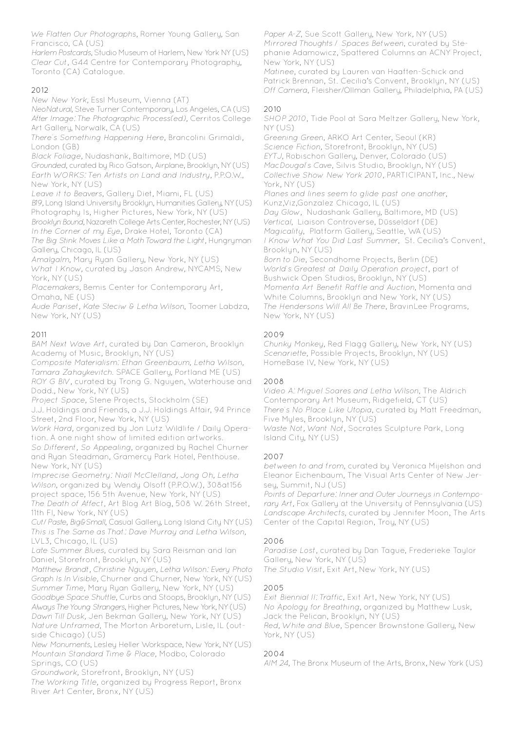*We Flatten Our Photographs*, Romer Young Gallery, San Francisco, CA (US)
*Harlem Postcards*, Studio Museum of Harlem, New York NY (US)
*Clear Cut*, G44 Centre for Contemporary Photography, Toronto (CA) Catalogue.

## 2012

*New New York*, Essl Museum, Vienna (AT)
*NeoNatural*, Steve Turner Contemporary, Los Angeles, CA (US)
*After Image: The Photographic Process(ed)*, Cerritos College Art Gallery, Norwalk, CA (US)
*There's Something Happening Here*, Brancolini Grimaldi, London (GB)
*Black Foliage*, Nudashank, Baltimore, MD (US)
*Grounded*, curated by Rico Gatson, Airplane, Brooklyn, NY (US)
*Earth WORKS: Ten Artists on Land and Industry*, P.P.O.W., New York, NY (US)
*Leave it to Beavers*, Gallery Diet, Miami, FL (US)
*B19*, Long Island University Brooklyn, Humanities Gallery, NY (US)
Photography Is, Higher Pictures, New York, NY (US)
*Brooklyn Bound*, Nazareth College Arts Center, Rochester, NY (US)
*In the Corner of my Eye*, Drake Hotel, Toronto (CA)
*The Big Stink Moves Like a Moth Toward the Light*, Hungryman Gallery, Chicago, IL (US)
*Amalgalm*, Mary Ryan Gallery, New York, NY (US)
*What I Know*, curated by Jason Andrew, NYCAMS, New York, NY (US)
*Placemakers*, Bemis Center for Contemporary Art, Omaha, NE (US)
*Aude Pariset, Kate Steciw & Letha Wilson*, Toomer Labdza, New York, NY (US)

## 2011

*BAM Next Wave Art*, curated by Dan Cameron, Brooklyn Academy of Music, Brooklyn, NY (US)
*Composite Materialism: Ethan Greenbaum, Letha Wilson, Tamara Zahaykevitch*. SPACE Gallery, Portland ME (US)
*ROY G BIV*, curated by Trong G. Nguyen, Waterhouse and Dodd., New York, NY (US)
*Project Space*, Stene Projects, Stockholm (SE)
J.J. Holdings and Friends, a J.J. Holdings Affair, 94 Prince Street, 2nd Floor, New York, NY (US)
*Work Hard*, organized by Jon Lutz Wildlife / Daily Operation. A one night show of limited edition artworks.
*So Different, So Appealing*, organized by Rachel Churner and Ryan Steadman, Gramercy Park Hotel, Penthouse. New York, NY (US)
*Imprecise Geometry: Niall McClelland, Jong Oh, Letha Wilson*, organized by Wendy Olsoff (P.P.O.W.), 308at156 project space, 156 5th Avenue, New York, NY (US)
*The Death of Affect*, Art Blog Art Blog, 508 W. 26th Street, 11th Fl, New York, NY (US)
*Cut/ Paste, Big&Small*, Casual Gallery, Long Island City NY (US)
*This is The Same as That: Dave Murray and Letha Wilson*, LVL3, Chicago, IL (US)
*Late Summer Blues*, curated by Sara Reisman and Ian Daniel, Storefront, Brooklyn, NY (US)
*Matthew Brandt, Christine Nguyen, Letha Wilson: Every Photo Graph Is In Visible*, Churner and Churner, New York, NY (US)
*Summer Time*, Mary Ryan Gallery, New York, NY (US)
*Goodbye Space Shuttle*, Curbs and Stoops, Brooklyn, NY (US)
*Always The Young Strangers*, Higher Pictures, New York, NY (US)
*Dawn Till Dusk*, Jen Bekman Gallery, New York, NY (US)
*Nature Unframed*, The Morton Arboretum, Lisle, IL (outside Chicago) (US)
*New Monuments*, Lesley Heller Workspace, New York, NY (US)
*Mountain Standard Time & Place*, Modbo, Colorado Springs, CO (US)
*Groundwork*, Storefront, Brooklyn, NY (US)
*The Working Title*, organized by Progress Report, Bronx River Art Center, Bronx, NY (US)
*Paper A-Z*, Sue Scott Gallery, New York, NY (US)
*Mirrored Thoughts / Spaces Between*, curated by Stephanie Adamowicz, Spattered Columns an ACNY Project, New York, NY (US)
*Matinee*, curated by Lauren van Haaften-Schick and Patrick Brennan, St. Cecilia's Convent, Brooklyn, NY (US)
*Off Camera*, Fleisher/Ollman Gallery, Philadelphia, PA (US)

## 2010

*SHOP 2010*, Tide Pool at Sara Meltzer Gallery, New York, NY (US)
*Greening Green*, ARKO Art Center, Seoul (KR)
*Science Fiction*, Storefront, Brooklyn, NY (US)
*EYTJ*, Robischon Gallery, Denver, Colorado (US)
*MacDougal's Cave*, Silvis Studio, Brooklyn, NY (US)
*Collective Show New York 2010*, PARTICIPANT, Inc., New York, NY (US)
*Planes and lines seem to glide past one another*, Kunz,Viz,Gonzalez Chicago, IL (US)
*Day Glow*, Nudashank Gallery, Baltimore, MD (US)
*Vertical*, Liaison Controverse, Düsseldorf (DE)
*Magicality*, Platform Gallery, Seattle, WA (US)
*I Know What You Did Last Summer*, St. Cecilia's Convent, Brooklyn, NY (US)
*Born to Die*, Secondhome Projects, Berlin (DE)
*World's Greatest at Daily Operation project*, part of Bushwick Open Studios, Brooklyn, NY (US)
*Momenta Art Benefit Raffle and Auction*, Momenta and White Columns, Brooklyn and New York, NY (US)
*The Hendersons Will All Be There*, BravinLee Programs, New York, NY (US)

## 2009

*Chunky Monkey*, Red Flagg Gallery, New York, NY (US)
*Scenariette*, Possible Projects, Brooklyn, NY (US)
HomeBase IV, New York, NY (US)

## 2008

*Video A: Miguel Soares and Letha Wilson*, The Aldrich Contemporary Art Museum, Ridgefield, CT (US)
*There's No Place Like Utopia*, curated by Matt Freedman, Five Myles, Brooklyn, NY (US)
*Waste Not, Want Not*, Socrates Sculpture Park, Long Island City, NY (US)

## 2007

*between to and from*, curated by Veronica Mijelshon and Eleanor Eichenbaum, The Visual Arts Center of New Jersey, Summit, NJ (US)
*Points of Departure: Inner and Outer Journeys in Contemporary Art*, Fox Gallery at the University of Pennsylvania (US)
*Landscape Architects*, curated by Jennifer Moon, The Arts Center of the Capital Region, Troy, NY (US)

## 2006

*Paradise Lost*, curated by Dan Tague, Frederieke Taylor Gallery, New York, NY (US)
*The Studio Visit*, Exit Art, New York, NY (US)

## 2005

*Exit Biennial II: Traffic*, Exit Art, New York, NY (US)
*No Apology for Breathing*, organized by Matthew Lusk, Jack the Pelican, Brooklyn, NY (US)
*Red, White and Blue*, Spencer Brownstone Gallery, New York, NY (US)

## 2004

*AIM 24*, The Bronx Museum of the Arts, Bronx, New York (US)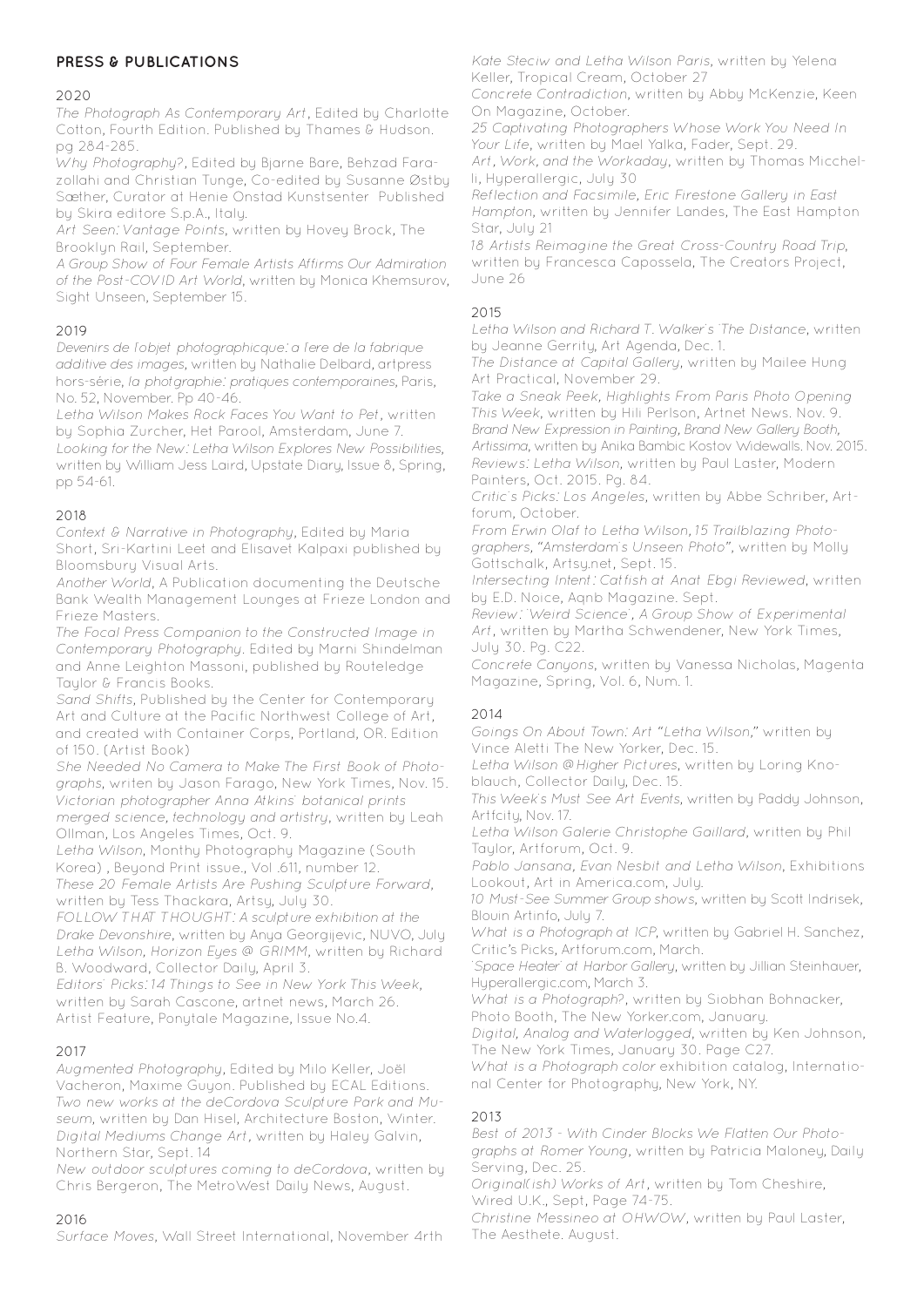## PRESS & PUBLICATIONS

### 2020

*The Photograph As Contemporary Art*, Edited by Charlotte Cotton, Fourth Edition. Published by Thames & Hudson. pg 284-285.

*Why Photography?*, Edited by Bjarne Bare, Behzad Farazollahi and Christian Tunge, Co-edited by Susanne Østby Sæther, Curator at Henie Onstad Kunstsenter Published by Skira editore S.p.A., Italy.

*Art Seen: Vantage Points*, written by Hovey Brock, The Brooklyn Rail, September.

*A Group Show of Four Female Artists Affirms Our Admiration of the Post-COVID Art World*, written by Monica Khemsurov, Sight Unseen, September 15.

### 2019

*Devenirs de l'objet photographicque: a l'ere de la fabrique additive des images*, written by Nathalie Delbard, artpress hors-série, *la photgraphie: pratiques contemporaines*, Paris, No. 52, November. Pp 40-46.

*Letha Wilson Makes Rock Faces You Want to Pet*, written by Sophia Zurcher, Het Parool, Amsterdam, June 7.

*Looking for the New: Letha Wilson Explores New Possibilities*, written by William Jess Laird, Upstate Diary, Issue 8, Spring, pp 54-61.

### 2018

*Context & Narrative in Photography*, Edited by Maria Short, Sri-Kartini Leet and Elisavet Kalpaxi published by Bloomsbury Visual Arts.

*Another World*, A Publication documenting the Deutsche Bank Wealth Management Lounges at Frieze London and Frieze Masters.

*The Focal Press Companion to the Constructed Image in Contemporary Photography*. Edited by Marni Shindelman and Anne Leighton Massoni, published by Routeledge Taylor & Francis Books.

*Sand Shifts*, Published by the Center for Contemporary Art and Culture at the Pacific Northwest College of Art, and created with Container Corps, Portland, OR. Edition of 150. (Artist Book)

*She Needed No Camera to Make The First Book of Photographs*, writen by Jason Farago, New York Times, Nov. 15.

*Victorian photographer Anna Atkins' botanical prints merged science, technology and artistry*, written by Leah Ollman, Los Angeles Times, Oct. 9.

*Letha Wilson*, Monthy Photography Magazine (South Korea) , Beyond Print issue., Vol .611, number 12.

*These 20 Female Artists Are Pushing Sculpture Forward*, written by Tess Thackara, Artsy, July 30.

*FOLLOW THAT THOUGHT: A sculpture exhibition at the Drake Devonshire*, written by Anya Georgijevic, NUVO, July

*Letha Wilson, Horizon Eyes @ GRIMM*, written by Richard B. Woodward, Collector Daily, April 3.

*Editors' Picks: 14 Things to See in New York This Week*, written by Sarah Cascone, artnet news, March 26.

Artist Feature, Ponytale Magazine, Issue No.4.

### 2017

*Augmented Photography*, Edited by Milo Keller, Joël Vacheron, Maxime Guyon. Published by ECAL Editions.

*Two new works at the deCordova Sculpture Park and Museum*, written by Dan Hisel, Architecture Boston, Winter.

*Digital Mediums Change Art*, written by Haley Galvin, Northern Star, Sept. 14

*New outdoor sculptures coming to deCordova*, written by Chris Bergeron, The MetroWest Daily News, August.

### 2016

*Surface Moves*, Wall Street International, November 4rth

*Kate Steciw and Letha Wilson Paris*, written by Yelena Keller, Tropical Cream, October 27

*Concrete Contradiction*, written by Abby McKenzie, Keen On Magazine, October.

*25 Captivating Photographers Whose Work You Need In Your Life*, written by Mael Yalka, Fader, Sept. 29.

*Art, Work, and the Workaday*, written by Thomas Micchelli, Hyperallergic, July 30

*Reflection and Facsimile, Eric Firestone Gallery in East Hampton*, written by Jennifer Landes, The East Hampton Star, July 21

*18 Artists Reimagine the Great Cross-Country Road Trip*, written by Francesca Capossela, The Creators Project, June 26

### 2015

*Letha Wilson and Richard T. Walker's 'The Distance*, written by Jeanne Gerrity, Art Agenda, Dec. 1.

*The Distance at Capital Gallery*, written by Mailee Hung Art Practical, November 29.

*Take a Sneak Peek, Highlights From Paris Photo Opening This Week*, written by Hili Perlson, Artnet News. Nov. 9.

*Brand New Expression in Painting, Brand New Gallery Booth, Artissima*, written by Anika Bambic Kostov Widewalls. Nov. 2015.

*Reviews: Letha Wilson*, written by Paul Laster, Modern Painters, Oct. 2015. Pg. 84.

*Critic's Picks: Los Angeles*, written by Abbe Schriber, Artforum, October.

*From Erwin Olaf to Letha Wilson,15 Trailblazing Photographers, "Amsterdam's Unseen Photo"*, written by Molly Gottschalk, Artsy.net, Sept. 15.

*Intersecting Intent: Catfish at Anat Ebgi Reviewed*, written by E.D. Noice, Aqnb Magazine. Sept.

*Review: 'Weird Science', A Group Show of Experimental Art*, written by Martha Schwendener, New York Times, July 30. Pg. C22.

*Concrete Canyons*, written by Vanessa Nicholas, Magenta Magazine, Spring, Vol. 6, Num. 1.

### 2014

*Goings On About Town: Art "Letha Wilson,"* written by Vince Aletti The New Yorker, Dec. 15.

*Letha Wilson @Higher Pictures*, written by Loring Knoblauch, Collector Daily, Dec. 15.

*This Week's Must See Art Events*, written by Paddy Johnson, Artfcity, Nov. 17.

*Letha Wilson Galerie Christophe Gaillard*, written by Phil Taylor, Artforum, Oct. 9.

*Pablo Jansana, Evan Nesbit and Letha Wilson*, Exhibitions Lookout, Art in America.com, July.

*10 Must-See Summer Group shows*, written by Scott Indrisek, Blouin Artinfo, July 7.

*What is a Photograph at ICP*, written by Gabriel H. Sanchez, Critic's Picks, Artforum.com, March.

*'Space Heater' at Harbor Gallery*, written by Jillian Steinhauer, Hyperallergic.com, March 3.

*What is a Photograph?*, written by Siobhan Bohnacker, Photo Booth, The New Yorker.com, January.

*Digital, Analog and Waterlogged*, written by Ken Johnson, The New York Times, January 30. Page C27.

*What is a Photograph color* exhibition catalog, International Center for Photography, New York, NY.

### 2013

*Best of 2013 - With Cinder Blocks We Flatten Our Photographs at Romer Young*, written by Patricia Maloney, Daily Serving, Dec. 25.

*Original(ish) Works of Art*, written by Tom Cheshire, Wired U.K., Sept, Page 74-75.

*Christine Messineo at OHWOW*, written by Paul Laster, The Aesthete. August.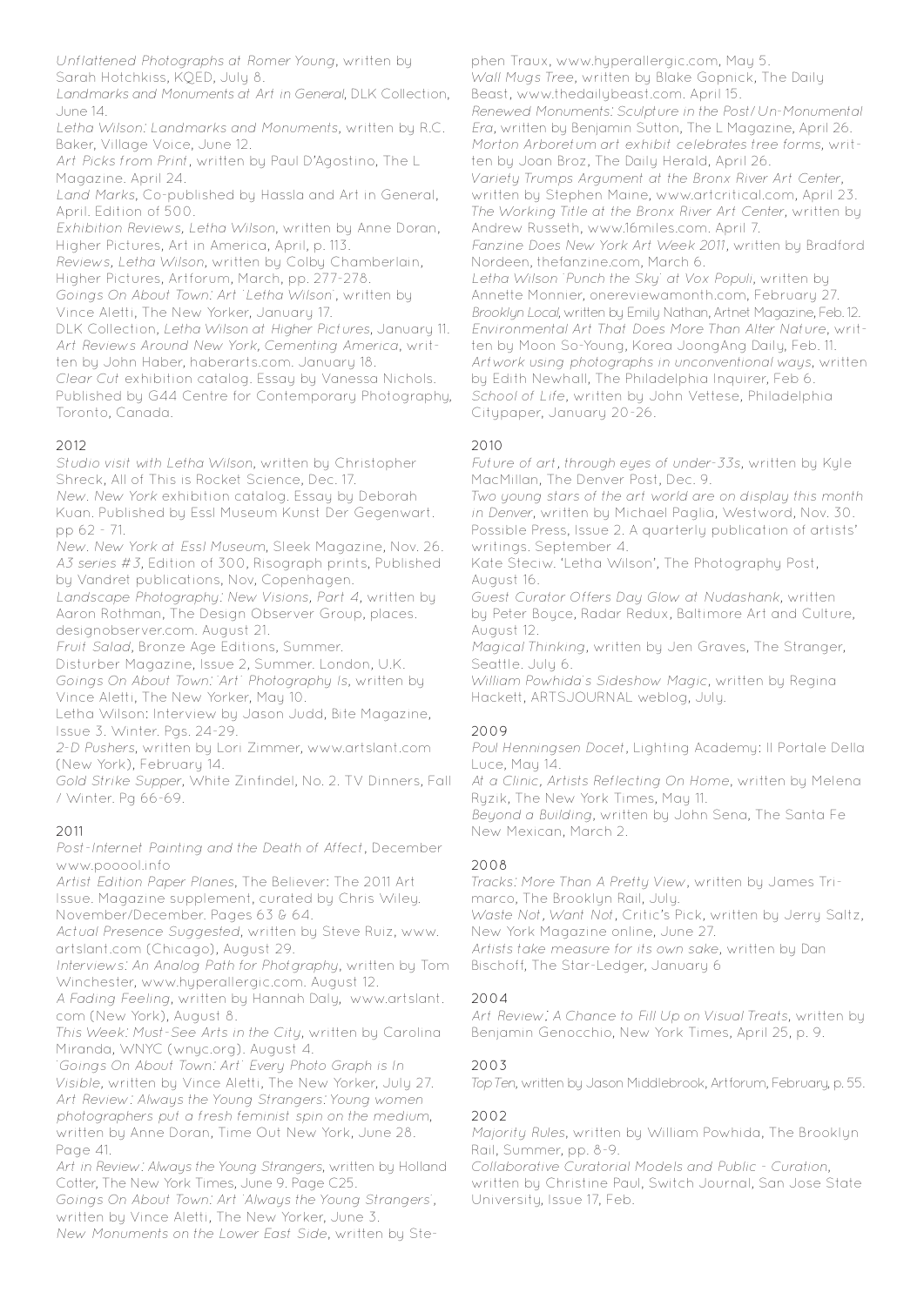*Unflattened Photographs at Romer Young*, written by Sarah Hotchkiss, KQED, July 8.
*Landmarks and Monuments at Art in General*, DLK Collection, June 14.
*Letha Wilson: Landmarks and Monuments*, written by R.C. Baker, Village Voice, June 12.
*Art Picks from Print*, written by Paul D'Agostino, The L Magazine. April 24.
*Land Marks*, Co-published by Hassla and Art in General, April. Edition of 500.
*Exhibition Reviews, Letha Wilson*, written by Anne Doran, Higher Pictures, Art in America, April, p. 113.
*Reviews, Letha Wilson*, written by Colby Chamberlain, Higher Pictures, Artforum, March, pp. 277-278.
*Goings On About Town: Art 'Letha Wilson'*, written by Vince Aletti, The New Yorker, January 17.
DLK Collection, *Letha Wilson at Higher Pictures*, January 11.
*Art Reviews Around New York, Cementing America*, written by John Haber, haberarts.com. January 18.
*Clear Cut* exhibition catalog. Essay by Vanessa Nichols. Published by G44 Centre for Contemporary Photography, Toronto, Canada.

## 2012

*Studio visit with Letha Wilson*, written by Christopher Shreck, All of This is Rocket Science, Dec. 17.
*New. New York* exhibition catalog. Essay by Deborah Kuan. Published by Essl Museum Kunst Der Gegenwart. pp 62 - 71.
*New. New York at Essl Museum*, Sleek Magazine, Nov. 26.
*A3 series #3*, Edition of 300, Risograph prints, Published by Vandret publications, Nov, Copenhagen.
*Landscape Photography: New Visions, Part 4*, written by Aaron Rothman, The Design Observer Group, places. designobserver.com. August 21.
*Fruit Salad*, Bronze Age Editions, Summer.
Disturber Magazine, Issue 2, Summer. London, U.K.
*Goings On About Town: 'Art' Photography Is*, written by Vince Aletti, The New Yorker, May 10.
Letha Wilson: Interview by Jason Judd, Bite Magazine, Issue 3. Winter. Pgs. 24-29.
*2-D Pushers*, written by Lori Zimmer, www.artslant.com (New York), February 14.
*Gold Strike Supper*, White Zinfindel, No. 2. TV Dinners, Fall / Winter. Pg 66-69.

## 2011

*Post-Internet Painting and the Death of Affect*, December www.pooool.info
*Artist Edition Paper Planes*, The Believer: The 2011 Art Issue. Magazine supplement, curated by Chris Wiley. November/December. Pages 63 & 64.
*Actual Presence Suggested*, written by Steve Ruiz, www.artslant.com (Chicago), August 29.
*Interviews: An Analog Path for Photgraphy*, written by Tom Winchester, www.hyperallergic.com. August 12.
*A Fading Feeling*, written by Hannah Daly, www.artslant.com (New York), August 8.
*This Week: Must-See Arts in the City*, written by Carolina Miranda, WNYC (wnyc.org). August 4.
*'Goings On About Town: Art' Every Photo Graph is In Visible*, written by Vince Aletti, The New Yorker, July 27.
*Art Review: Always the Young Strangers: Young women photographers put a fresh feminist spin on the medium*, written by Anne Doran, Time Out New York, June 28. Page 41.
*Art in Review: Always the Young Strangers*, written by Holland Cotter, The New York Times, June 9. Page C25.
*Goings On About Town: Art 'Always the Young Strangers'*, written by Vince Aletti, The New Yorker, June 3.
*New Monuments on the Lower East Side*, written by Stephen Traux, www.hyperallergic.com, May 5.
*Wall Mugs Tree*, written by Blake Gopnick, The Daily Beast, www.thedailybeast.com. April 15.
*Renewed Monuments: Sculpture in the Post/Un-Monumental Era*, written by Benjamin Sutton, The L Magazine, April 26.
*Morton Arboretum art exhibit celebrates tree forms*, written by Joan Broz, The Daily Herald, April 26.
*Variety Trumps Argument at the Bronx River Art Center*, written by Stephen Maine, www.artcritical.com, April 23.
*The Working Title at the Bronx River Art Center*, written by Andrew Russeth, www.16miles.com. April 7.
*Fanzine Does New York Art Week 2011*, written by Bradford Nordeen, thefanzine.com, March 6.
*Letha Wilson 'Punch the Sky' at Vox Populi*, written by Annette Monnier, onereviewamonth.com, February 27.
*Brooklyn Local*, written by Emily Nathan, Artnet Magazine, Feb. 12.
*Environmental Art That Does More Than Alter Nature*, written by Moon So-Young, Korea JoongAng Daily, Feb. 11.
*Artwork using photographs in unconventional ways*, written by Edith Newhall, The Philadelphia Inquirer, Feb 6.
*School of Life*, written by John Vettese, Philadelphia Citypaper, January 20-26.

## 2010

*Future of art, through eyes of under-33s*, written by Kyle MacMillan, The Denver Post, Dec. 9.
*Two young stars of the art world are on display this month in Denver*, written by Michael Paglia, Westword, Nov. 30.
Possible Press, Issue 2. A quarterly publication of artists' writings. September 4.
Kate Steciw. 'Letha Wilson', The Photography Post, August 16.
*Guest Curator Offers Day Glow at Nudashank*, written by Peter Boyce, Radar Redux, Baltimore Art and Culture, August 12.
*Magical Thinking*, written by Jen Graves, The Stranger, Seattle. July 6.
*William Powhida's Sideshow Magic*, written by Regina Hackett, ARTSJOURNAL weblog, July.

## 2009

*Poul Henningsen Docet*, Lighting Academy: Il Portale Della Luce, May 14.
*At a Clinic, Artists Reflecting On Home*, written by Melena Ryzik, The New York Times, May 11.
*Beyond a Building*, written by John Sena, The Santa Fe New Mexican, March 2.

## 2008

*Tracks: More Than A Pretty View*, written by James Trimarco, The Brooklyn Rail, July.
*Waste Not, Want Not*, Critic's Pick, written by Jerry Saltz, New York Magazine online, June 27.
*Artists take measure for its own sake*, written by Dan Bischoff, The Star-Ledger, January 6

## 2004

*Art Review; A Chance to Fill Up on Visual Treats*, written by Benjamin Genocchio, New York Times, April 25, p. 9.

## 2003

*Top Ten*, written by Jason Middlebrook, Artforum, February, p. 55.

## 2002

*Majority Rules*, written by William Powhida, The Brooklyn Rail, Summer, pp. 8-9.
*Collaborative Curatorial Models and Public - Curation*, written by Christine Paul, Switch Journal, San Jose State University, Issue 17, Feb.